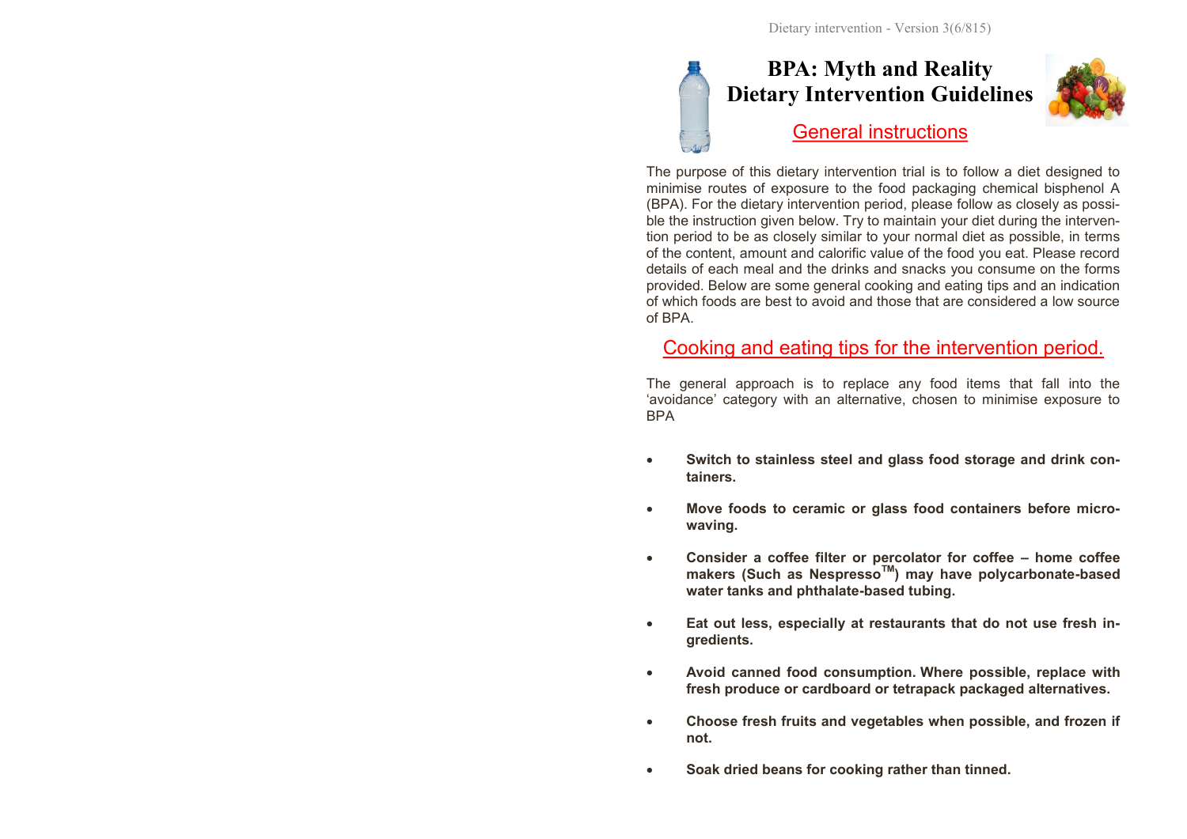# BPA: Myth and Reality
# Dietary Intervention Guidelines

## General instructions

The purpose of this dietary intervention trial is to follow a diet designed to minimise routes of exposure to the food packaging chemical bisphenol A (BPA). For the dietary intervention period, please follow as closely as possible the instruction given below. Try to maintain your diet during the intervention period to be as closely similar to your normal diet as possible, in terms of the content, amount and calorific value of the food you eat. Please record details of each meal and the drinks and snacks you consume on the forms provided. Below are some general cooking and eating tips and an indication of which foods are best to avoid and those that are considered a low source of BPA.

## Cooking and eating tips for the intervention period.

The general approach is to replace any food items that fall into the 'avoidance' category with an alternative, chosen to minimise exposure to BPA

- **Switch to stainless steel and glass food storage and drink containers.**
- **Move foods to ceramic or glass food containers before microwaving.**
- **Consider a coffee filter or percolator for coffee – home coffee makers (Such as Nespresso™) may have polycarbonate-based water tanks and phthalate-based tubing.**
- **Eat out less, especially at restaurants that do not use fresh ingredients.**
- **Avoid canned food consumption. Where possible, replace with fresh produce or cardboard or tetrapack packaged alternatives.**
- **Choose fresh fruits and vegetables when possible, and frozen if not.**
- **Soak dried beans for cooking rather than tinned.**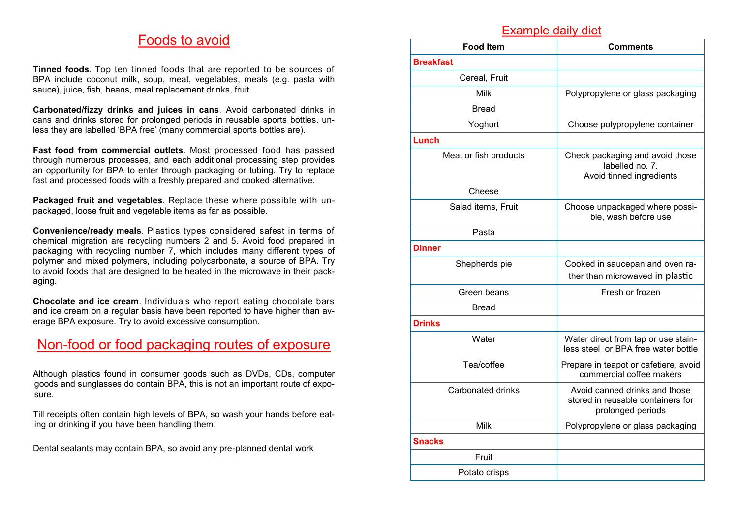# Foods to avoid

**Tinned foods**. Top ten tinned foods that are reported to be sources of BPA include coconut milk, soup, meat, vegetables, meals (e.g. pasta with sauce), juice, fish, beans, meal replacement drinks, fruit.

**Carbonated/fizzy drinks and juices in cans**. Avoid carbonated drinks in cans and drinks stored for prolonged periods in reusable sports bottles, unless they are labelled 'BPA free' (many commercial sports bottles are).

**Fast food from commercial outlets**. Most processed food has passed through numerous processes, and each additional processing step provides an opportunity for BPA to enter through packaging or tubing. Try to replace fast and processed foods with a freshly prepared and cooked alternative.

**Packaged fruit and vegetables**. Replace these where possible with unpackaged, loose fruit and vegetable items as far as possible.

**Convenience/ready meals**. Plastics types considered safest in terms of chemical migration are recycling numbers 2 and 5. Avoid food prepared in packaging with recycling number 7, which includes many different types of polymer and mixed polymers, including polycarbonate, a source of BPA. Try to avoid foods that are designed to be heated in the microwave in their packaging.

**Chocolate and ice cream**. Individuals who report eating chocolate bars and ice cream on a regular basis have been reported to have higher than average BPA exposure. Try to avoid excessive consumption.

# Non-food or food packaging routes of exposure

Although plastics found in consumer goods such as DVDs, CDs, computer goods and sunglasses do contain BPA, this is not an important route of exposure.

Till receipts often contain high levels of BPA, so wash your hands before eating or drinking if you have been handling them.

Dental sealants may contain BPA, so avoid any pre-planned dental work

# Example daily diet

| Food Item | Comments |
|---|---|
| **Breakfast** | |
| Cereal, Fruit | |
| Milk | Polypropylene or glass packaging |
| Bread | |
| Yoghurt | Choose polypropylene container |
| **Lunch** | |
| Meat or fish products | Check packaging and avoid those labelled no. 7. Avoid tinned ingredients |
| Cheese | |
| Salad items, Fruit | Choose unpackaged where possible, wash before use |
| Pasta | |
| **Dinner** | |
| Shepherds pie | Cooked in saucepan and oven rather than microwaved in plastic |
| Green beans | Fresh or frozen |
| Bread | |
| **Drinks** | |
| Water | Water direct from tap or use stainless steel or BPA free water bottle |
| Tea/coffee | Prepare in teapot or cafetiere, avoid commercial coffee makers |
| Carbonated drinks | Avoid canned drinks and those stored in reusable containers for prolonged periods |
| Milk | Polypropylene or glass packaging |
| **Snacks** | |
| Fruit | |
| Potato crisps | |